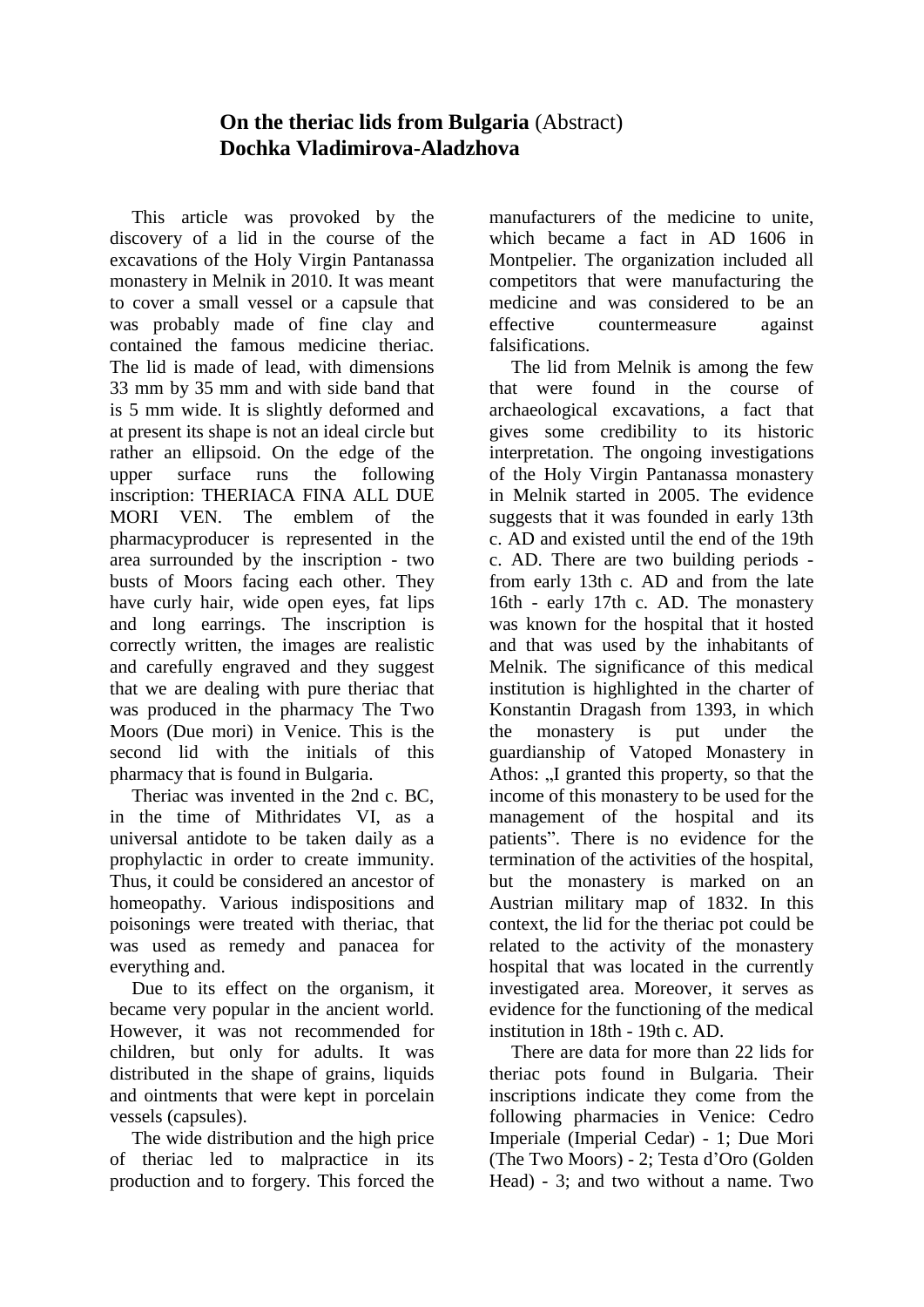# **On the theriac lids from Bulgaria** (Abstract)
**Dochka Vladimirova-Aladzhova**

This article was provoked by the discovery of a lid in the course of the excavations of the Holy Virgin Pantanassa monastery in Melnik in 2010. It was meant to cover a small vessel or a capsule that was probably made of fine clay and contained the famous medicine theriac. The lid is made of lead, with dimensions 33 mm by 35 mm and with side band that is 5 mm wide. It is slightly deformed and at present its shape is not an ideal circle but rather an ellipsoid. On the edge of the upper surface runs the following inscription: THERIACA FINA ALL DUE MORI VEN. The emblem of the pharmacyproducer is represented in the area surrounded by the inscription - two busts of Moors facing each other. They have curly hair, wide open eyes, fat lips and long earrings. The inscription is correctly written, the images are realistic and carefully engraved and they suggest that we are dealing with pure theriac that was produced in the pharmacy The Two Moors (Due mori) in Venice. This is the second lid with the initials of this pharmacy that is found in Bulgaria.

Theriac was invented in the 2nd c. BC, in the time of Mithridates VI, as a universal antidote to be taken daily as a prophylactic in order to create immunity. Thus, it could be considered an ancestor of homeopathy. Various indispositions and poisonings were treated with theriac, that was used as remedy and panacea for everything and.

Due to its effect on the organism, it became very popular in the ancient world. However, it was not recommended for children, but only for adults. It was distributed in the shape of grains, liquids and ointments that were kept in porcelain vessels (capsules).

The wide distribution and the high price of theriac led to malpractice in its production and to forgery. This forced the manufacturers of the medicine to unite, which became a fact in AD 1606 in Montpelier. The organization included all competitors that were manufacturing the medicine and was considered to be an effective countermeasure against falsifications.

The lid from Melnik is among the few that were found in the course of archaeological excavations, a fact that gives some credibility to its historic interpretation. The ongoing investigations of the Holy Virgin Pantanassa monastery in Melnik started in 2005. The evidence suggests that it was founded in early 13th c. AD and existed until the end of the 19th c. AD. There are two building periods - from early 13th c. AD and from the late 16th - early 17th c. AD. The monastery was known for the hospital that it hosted and that was used by the inhabitants of Melnik. The significance of this medical institution is highlighted in the charter of Konstantin Dragash from 1393, in which the monastery is put under the guardianship of Vatoped Monastery in Athos: „I granted this property, so that the income of this monastery to be used for the management of the hospital and its patients”. There is no evidence for the termination of the activities of the hospital, but the monastery is marked on an Austrian military map of 1832. In this context, the lid for the theriac pot could be related to the activity of the monastery hospital that was located in the currently investigated area. Moreover, it serves as evidence for the functioning of the medical institution in 18th - 19th c. AD.

There are data for more than 22 lids for theriac pots found in Bulgaria. Their inscriptions indicate they come from the following pharmacies in Venice: Cedro Imperiale (Imperial Cedar) - 1; Due Mori (The Two Moors) - 2; Testa d’Oro (Golden Head) - 3; and two without a name. Two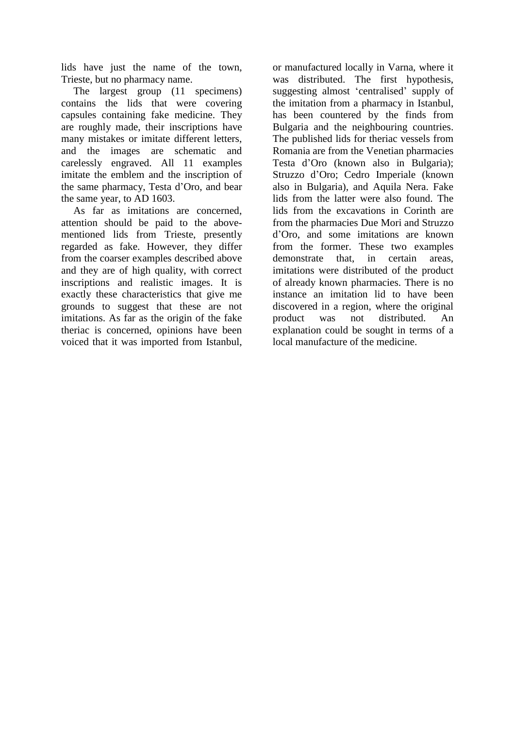lids have just the name of the town, Trieste, but no pharmacy name.

The largest group (11 specimens) contains the lids that were covering capsules containing fake medicine. They are roughly made, their inscriptions have many mistakes or imitate different letters, and the images are schematic and carelessly engraved. All 11 examples imitate the emblem and the inscription of the same pharmacy, Testa d'Oro, and bear the same year, to AD 1603.

As far as imitations are concerned, attention should be paid to the above-mentioned lids from Trieste, presently regarded as fake. However, they differ from the coarser examples described above and they are of high quality, with correct inscriptions and realistic images. It is exactly these characteristics that give me grounds to suggest that these are not imitations. As far as the origin of the fake theriac is concerned, opinions have been voiced that it was imported from Istanbul, or manufactured locally in Varna, where it was distributed. The first hypothesis, suggesting almost 'centralised' supply of the imitation from a pharmacy in Istanbul, has been countered by the finds from Bulgaria and the neighbouring countries. The published lids for theriac vessels from Romania are from the Venetian pharmacies Testa d'Oro (known also in Bulgaria); Struzzo d'Oro; Cedro Imperiale (known also in Bulgaria), and Aquila Nera. Fake lids from the latter were also found. The lids from the excavations in Corinth are from the pharmacies Due Mori and Struzzo d'Oro, and some imitations are known from the former. These two examples demonstrate that, in certain areas, imitations were distributed of the product of already known pharmacies. There is no instance an imitation lid to have been discovered in a region, where the original product was not distributed. An explanation could be sought in terms of a local manufacture of the medicine.